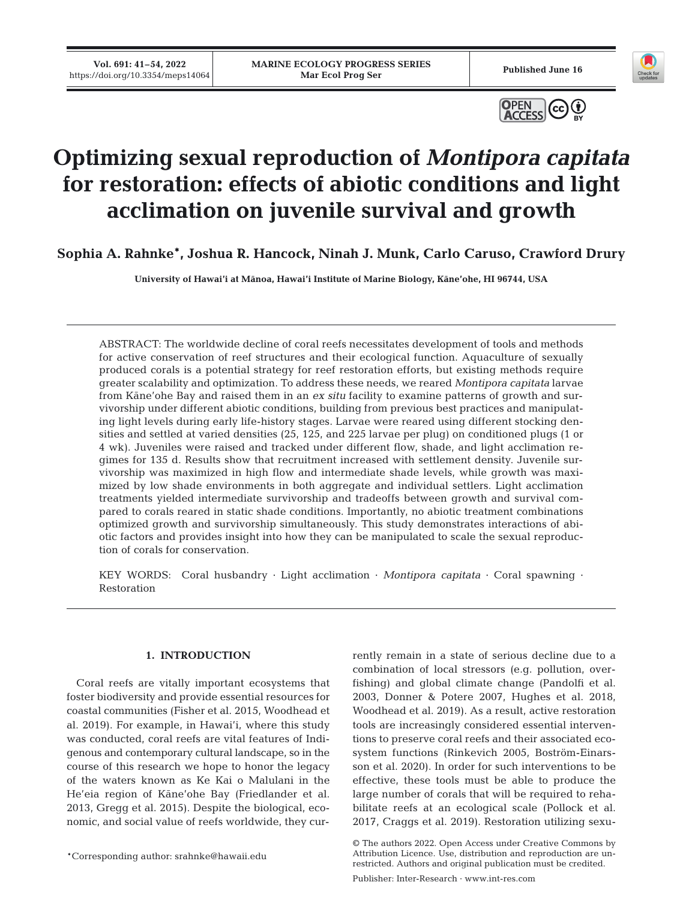# Optimizing sexual reproduction of *Montipora capitata* for restoration: effects of abiotic conditions and light acclimation on juvenile survival and growth

**Sophia A. Rahnke\*, Joshua R. Hancock, Ninah J. Munk, Carlo Caruso, Crawford Drury**

University of Hawaiʻi at Mānoa, Hawaiʻi Institute of Marine Biology, Kāneʻohe, HI 96744, USA

ABSTRACT: The worldwide decline of coral reefs necessitates development of tools and methods for active conservation of reef structures and their ecological function. Aquaculture of sexually produced corals is a potential strategy for reef restoration efforts, but existing methods require greater scalability and optimization. To address these needs, we reared *Montipora capitata* larvae from Kāneʻohe Bay and raised them in an *ex situ* facility to examine patterns of growth and survivorship under different abiotic conditions, building from previous best practices and manipulating light levels during early life-history stages. Larvae were reared using different stocking densities and settled at varied densities (25, 125, and 225 larvae per plug) on conditioned plugs (1 or 4 wk). Juveniles were raised and tracked under different flow, shade, and light acclimation regimes for 135 d. Results show that recruitment increased with settlement density. Juvenile survivorship was maximized in high flow and intermediate shade levels, while growth was maximized by low shade environments in both aggregate and individual settlers. Light acclimation treatments yielded intermediate survivorship and tradeoffs between growth and survival compared to corals reared in static shade conditions. Importantly, no abiotic treatment combinations optimized growth and survivorship simultaneously. This study demonstrates interactions of abiotic factors and provides insight into how they can be manipulated to scale the sexual reproduction of corals for conservation.

KEY WORDS: Coral husbandry · Light acclimation · *Montipora capitata* · Coral spawning · Restoration

## 1. INTRODUCTION

Coral reefs are vitally important ecosystems that foster biodiversity and provide essential resources for coastal communities (Fisher et al. 2015, Woodhead et al. 2019). For example, in Hawaiʻi, where this study was conducted, coral reefs are vital features of Indigenous and contemporary cultural landscape, so in the course of this research we hope to honor the legacy of the waters known as Ke Kai o Malulani in the Heʻeia region of Kāneʻohe Bay (Friedlander et al. 2013, Gregg et al. 2015). Despite the biological, economic, and social value of reefs worldwide, they currently remain in a state of serious decline due to a combination of local stressors (e.g. pollution, overfishing) and global climate change (Pandolfi et al. 2003, Donner & Potere 2007, Hughes et al. 2018, Woodhead et al. 2019). As a result, active restoration tools are increasingly considered essential interventions to preserve coral reefs and their associated ecosystem functions (Rinkevich 2005, Boström-Einarsson et al. 2020). In order for such interventions to be effective, these tools must be able to produce the large number of corals that will be required to rehabilitate reefs at an ecological scale (Pollock et al. 2017, Craggs et al. 2019). Restoration utilizing sexu-

\*Corresponding author: srahnke@hawaii.edu

© The authors 2022. Open Access under Creative Commons by Attribution Licence. Use, distribution and reproduction are unrestricted. Authors and original publication must be credited.

Publisher: Inter-Research · www.int-res.com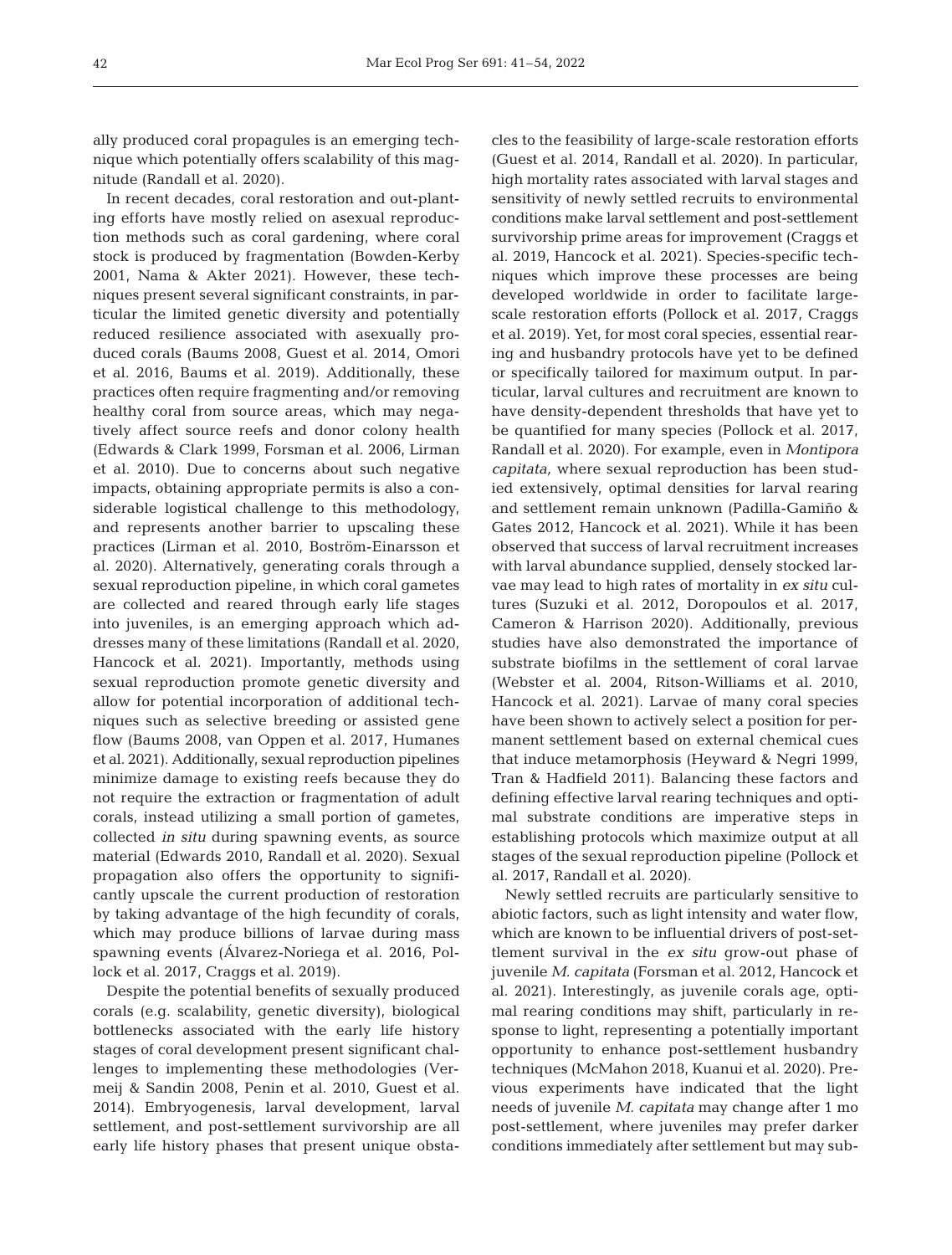ally produced coral propagules is an emerging technique which potentially offers scalability of this magnitude (Randall et al. 2020).

In recent decades, coral restoration and out-planting efforts have mostly relied on asexual reproduction methods such as coral gardening, where coral stock is produced by fragmentation (Bowden-Kerby 2001, Nama & Akter 2021). However, these techniques present several significant constraints, in particular the limited genetic diversity and potentially reduced resilience associated with asexually produced corals (Baums 2008, Guest et al. 2014, Omori et al. 2016, Baums et al. 2019). Additionally, these practices often require fragmenting and/or removing healthy coral from source areas, which may negatively affect source reefs and donor colony health (Edwards & Clark 1999, Forsman et al. 2006, Lirman et al. 2010). Due to concerns about such negative impacts, obtaining appropriate permits is also a considerable logistical challenge to this methodology, and represents another barrier to upscaling these practices (Lirman et al. 2010, Boström-Einarsson et al. 2020). Alternatively, generating corals through a sexual reproduction pipeline, in which coral gametes are collected and reared through early life stages into juveniles, is an emerging approach which addresses many of these limitations (Randall et al. 2020, Hancock et al. 2021). Importantly, methods using sexual reproduction promote genetic diversity and allow for potential incorporation of additional techniques such as selective breeding or assisted gene flow (Baums 2008, van Oppen et al. 2017, Humanes et al. 2021). Additionally, sexual reproduction pipelines minimize damage to existing reefs because they do not require the extraction or fragmentation of adult corals, instead utilizing a small portion of gametes, collected *in situ* during spawning events, as source material (Edwards 2010, Randall et al. 2020). Sexual propagation also offers the opportunity to significantly upscale the current production of restoration by taking advantage of the high fecundity of corals, which may produce billions of larvae during mass spawning events (Álvarez-Noriega et al. 2016, Pollock et al. 2017, Craggs et al. 2019).

Despite the potential benefits of sexually produced corals (e.g. scalability, genetic diversity), biological bottlenecks associated with the early life history stages of coral development present significant challenges to implementing these methodologies (Vermeij & Sandin 2008, Penin et al. 2010, Guest et al. 2014). Embryogenesis, larval development, larval settlement, and post-settlement survivorship are all early life history phases that present unique obstacles to the feasibility of large-scale restoration efforts (Guest et al. 2014, Randall et al. 2020). In particular, high mortality rates associated with larval stages and sensitivity of newly settled recruits to environmental conditions make larval settlement and post-settlement survivorship prime areas for improvement (Craggs et al. 2019, Hancock et al. 2021). Species-specific techniques which improve these processes are being developed worldwide in order to facilitate large-scale restoration efforts (Pollock et al. 2017, Craggs et al. 2019). Yet, for most coral species, essential rearing and husbandry protocols have yet to be defined or specifically tailored for maximum output. In particular, larval cultures and recruitment are known to have density-dependent thresholds that have yet to be quantified for many species (Pollock et al. 2017, Randall et al. 2020). For example, even in *Montipora capitata,* where sexual reproduction has been studied extensively, optimal densities for larval rearing and settlement remain unknown (Padilla-Gamiño & Gates 2012, Hancock et al. 2021). While it has been observed that success of larval recruitment increases with larval abundance supplied, densely stocked larvae may lead to high rates of mortality in *ex situ* cultures (Suzuki et al. 2012, Doropoulos et al. 2017, Cameron & Harrison 2020). Additionally, previous studies have also demonstrated the importance of substrate biofilms in the settlement of coral larvae (Webster et al. 2004, Ritson-Williams et al. 2010, Hancock et al. 2021). Larvae of many coral species have been shown to actively select a position for permanent settlement based on external chemical cues that induce metamorphosis (Heyward & Negri 1999, Tran & Hadfield 2011). Balancing these factors and defining effective larval rearing techniques and optimal substrate conditions are imperative steps in establishing protocols which maximize output at all stages of the sexual reproduction pipeline (Pollock et al. 2017, Randall et al. 2020).

Newly settled recruits are particularly sensitive to abiotic factors, such as light intensity and water flow, which are known to be influential drivers of post-settlement survival in the *ex situ* grow-out phase of juvenile *M. capitata* (Forsman et al. 2012, Hancock et al. 2021). Interestingly, as juvenile corals age, optimal rearing conditions may shift, particularly in response to light, representing a potentially important opportunity to enhance post-settlement husbandry techniques (McMahon 2018, Kuanui et al. 2020). Previous experiments have indicated that the light needs of juvenile *M. capitata* may change after 1 mo post-settlement, where juveniles may prefer darker conditions immediately after settlement but may sub-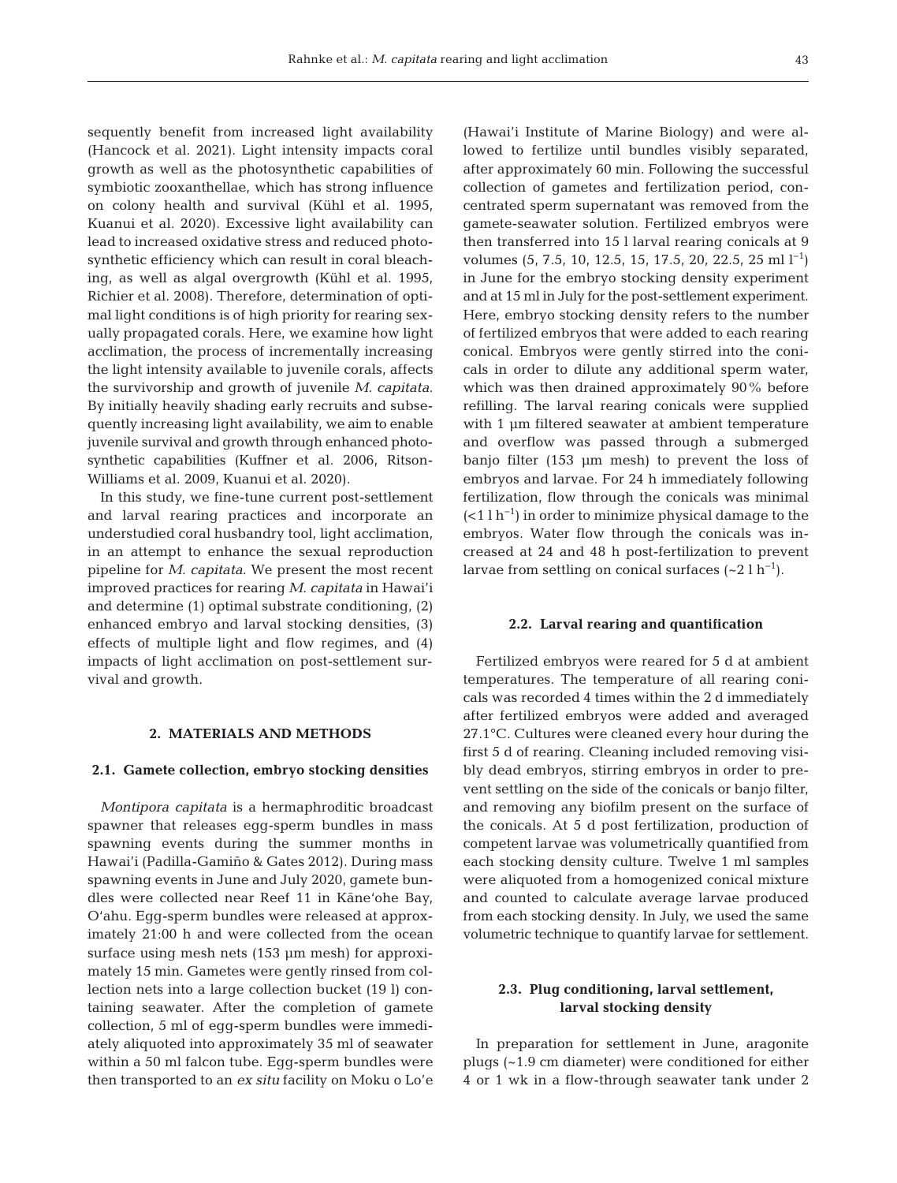sequently benefit from increased light availability (Hancock et al. 2021). Light intensity impacts coral growth as well as the photosynthetic capabilities of symbiotic zooxanthellae, which has strong influence on colony health and survival (Kühl et al. 1995, Kuanui et al. 2020). Excessive light availability can lead to increased oxidative stress and reduced photosynthetic efficiency which can result in coral bleaching, as well as algal overgrowth (Kühl et al. 1995, Richier et al. 2008). Therefore, determination of optimal light conditions is of high priority for rearing sexually propagated corals. Here, we examine how light acclimation, the process of incrementally increasing the light intensity available to juvenile corals, affects the survivorship and growth of juvenile *M. capitata*. By initially heavily shading early recruits and subsequently increasing light availability, we aim to enable juvenile survival and growth through enhanced photosynthetic capabilities (Kuffner et al. 2006, Ritson-Williams et al. 2009, Kuanui et al. 2020).

In this study, we fine-tune current post-settlement and larval rearing practices and incorporate an understudied coral husbandry tool, light acclimation, in an attempt to enhance the sexual reproduction pipeline for *M. capitata*. We present the most recent improved practices for rearing *M. capitata* in Hawai'i and determine (1) optimal substrate conditioning, (2) enhanced embryo and larval stocking densities, (3) effects of multiple light and flow regimes, and (4) impacts of light acclimation on post-settlement survival and growth.

## 2. MATERIALS AND METHODS

### 2.1. Gamete collection, embryo stocking densities

*Montipora capitata* is a hermaphroditic broadcast spawner that releases egg-sperm bundles in mass spawning events during the summer months in Hawai'i (Padilla-Gamiño & Gates 2012). During mass spawning events in June and July 2020, gamete bundles were collected near Reef 11 in Kāne'ohe Bay, O'ahu. Egg-sperm bundles were released at approximately 21:00 h and were collected from the ocean surface using mesh nets (153 µm mesh) for approximately 15 min. Gametes were gently rinsed from collection nets into a large collection bucket (19 l) containing seawater. After the completion of gamete collection, 5 ml of egg-sperm bundles were immediately aliquoted into approximately 35 ml of seawater within a 50 ml falcon tube. Egg-sperm bundles were then transported to an *ex situ* facility on Moku o Lo'e (Hawai'i Institute of Marine Biology) and were allowed to fertilize until bundles visibly separated, after approximately 60 min. Following the successful collection of gametes and fertilization period, concentrated sperm supernatant was removed from the gamete-seawater solution. Fertilized embryos were then transferred into 15 l larval rearing conicals at 9 volumes (5, 7.5, 10, 12.5, 15, 17.5, 20, 22.5, 25 ml $l^{-1}$) in June for the embryo stocking density experiment and at 15 ml in July for the post-settlement experiment. Here, embryo stocking density refers to the number of fertilized embryos that were added to each rearing conical. Embryos were gently stirred into the conicals in order to dilute any additional sperm water, which was then drained approximately 90% before refilling. The larval rearing conicals were supplied with 1 µm filtered seawater at ambient temperature and overflow was passed through a submerged banjo filter (153 µm mesh) to prevent the loss of embryos and larvae. For 24 h immediately following fertilization, flow through the conicals was minimal ($<1$ l $h^{-1}$) in order to minimize physical damage to the embryos. Water flow through the conicals was increased at 24 and 48 h post-fertilization to prevent larvae from settling on conical surfaces (~2 l $h^{-1}$).

### 2.2. Larval rearing and quantification

Fertilized embryos were reared for 5 d at ambient temperatures. The temperature of all rearing conicals was recorded 4 times within the 2 d immediately after fertilized embryos were added and averaged 27.1°C. Cultures were cleaned every hour during the first 5 d of rearing. Cleaning included removing visibly dead embryos, stirring embryos in order to prevent settling on the side of the conicals or banjo filter, and removing any biofilm present on the surface of the conicals. At 5 d post fertilization, production of competent larvae was volumetrically quantified from each stocking density culture. Twelve 1 ml samples were aliquoted from a homogenized conical mixture and counted to calculate average larvae produced from each stocking density. In July, we used the same volumetric technique to quantify larvae for settlement.

### 2.3. Plug conditioning, larval settlement, larval stocking density

In preparation for settlement in June, aragonite plugs (~1.9 cm diameter) were conditioned for either 4 or 1 wk in a flow-through seawater tank under 2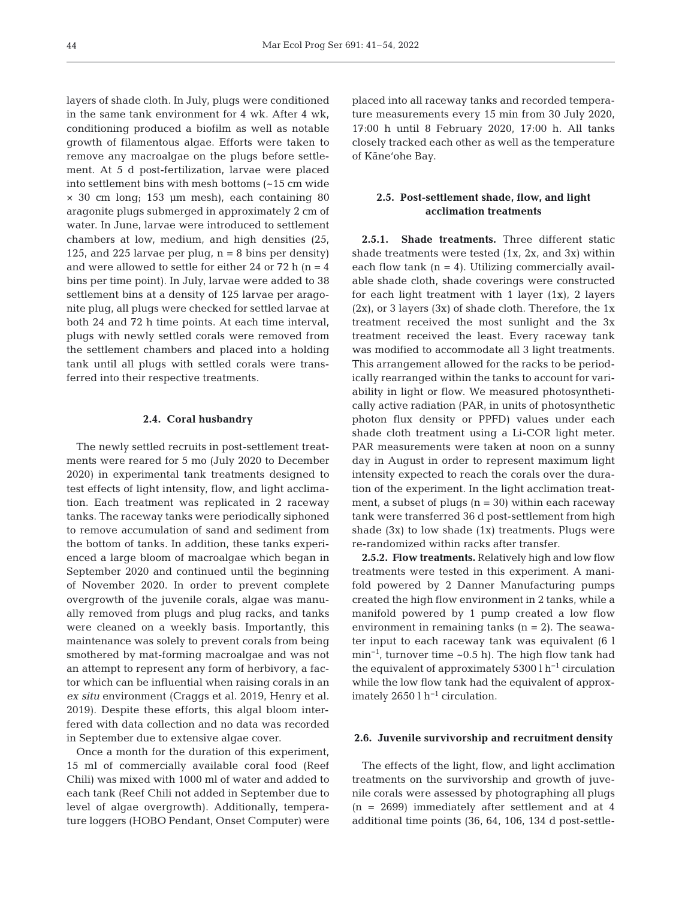layers of shade cloth. In July, plugs were conditioned in the same tank environment for 4 wk. After 4 wk, conditioning produced a biofilm as well as notable growth of filamentous algae. Efforts were taken to remove any macroalgae on the plugs before settlement. At 5 d post-fertilization, larvae were placed into settlement bins with mesh bottoms (~15 cm wide × 30 cm long; 153 µm mesh), each containing 80 aragonite plugs submerged in approximately 2 cm of water. In June, larvae were introduced to settlement chambers at low, medium, and high densities (25, 125, and 225 larvae per plug, n = 8 bins per density) and were allowed to settle for either 24 or 72 h (n = 4 bins per time point). In July, larvae were added to 38 settlement bins at a density of 125 larvae per aragonite plug, all plugs were checked for settled larvae at both 24 and 72 h time points. At each time interval, plugs with newly settled corals were removed from the settlement chambers and placed into a holding tank until all plugs with settled corals were transferred into their respective treatments.

### 2.4. Coral husbandry

The newly settled recruits in post-settlement treatments were reared for 5 mo (July 2020 to December 2020) in experimental tank treatments designed to test effects of light intensity, flow, and light acclimation. Each treatment was replicated in 2 raceway tanks. The raceway tanks were periodically siphoned to remove accumulation of sand and sediment from the bottom of tanks. In addition, these tanks experienced a large bloom of macroalgae which began in September 2020 and continued until the beginning of November 2020. In order to prevent complete overgrowth of the juvenile corals, algae was manually removed from plugs and plug racks, and tanks were cleaned on a weekly basis. Importantly, this maintenance was solely to prevent corals from being smothered by mat-forming macroalgae and was not an attempt to represent any form of herbivory, a factor which can be influential when raising corals in an *ex situ* environment (Craggs et al. 2019, Henry et al. 2019). Despite these efforts, this algal bloom interfered with data collection and no data was recorded in September due to extensive algae cover.

Once a month for the duration of this experiment, 15 ml of commercially available coral food (Reef Chili) was mixed with 1000 ml of water and added to each tank (Reef Chili not added in September due to level of algae overgrowth). Additionally, temperature loggers (HOBO Pendant, Onset Computer) were placed into all raceway tanks and recorded temperature measurements every 15 min from 30 July 2020, 17:00 h until 8 February 2020, 17:00 h. All tanks closely tracked each other as well as the temperature of Kāneʻohe Bay.

### 2.5. Post-settlement shade, flow, and light acclimation treatments

**2.5.1. Shade treatments.** Three different static shade treatments were tested (1x, 2x, and 3x) within each flow tank (n = 4). Utilizing commercially available shade cloth, shade coverings were constructed for each light treatment with 1 layer (1x), 2 layers (2x), or 3 layers (3x) of shade cloth. Therefore, the 1x treatment received the most sunlight and the 3x treatment received the least. Every raceway tank was modified to accommodate all 3 light treatments. This arrangement allowed for the racks to be periodically rearranged within the tanks to account for variability in light or flow. We measured photosynthetically active radiation (PAR, in units of photosynthetic photon flux density or PPFD) values under each shade cloth treatment using a Li-COR light meter. PAR measurements were taken at noon on a sunny day in August in order to represent maximum light intensity expected to reach the corals over the duration of the experiment. In the light acclimation treatment, a subset of plugs (n = 30) within each raceway tank were transferred 36 d post-settlement from high shade (3x) to low shade (1x) treatments. Plugs were re-randomized within racks after transfer.

**2.5.2. Flow treatments.** Relatively high and low flow treatments were tested in this experiment. A manifold powered by 2 Danner Manufacturing pumps created the high flow environment in 2 tanks, while a manifold powered by 1 pump created a low flow environment in remaining tanks (n = 2). The seawater input to each raceway tank was equivalent (6 l $\text{min}^{-1}$, turnover time ~0.5 h). The high flow tank had the equivalent of approximately 5300 l $\text{h}^{-1}$ circulation while the low flow tank had the equivalent of approximately 2650 l $\text{h}^{-1}$ circulation.

### 2.6. Juvenile survivorship and recruitment density

The effects of the light, flow, and light acclimation treatments on the survivorship and growth of juvenile corals were assessed by photographing all plugs (n = 2699) immediately after settlement and at 4 additional time points (36, 64, 106, 134 d post-settle-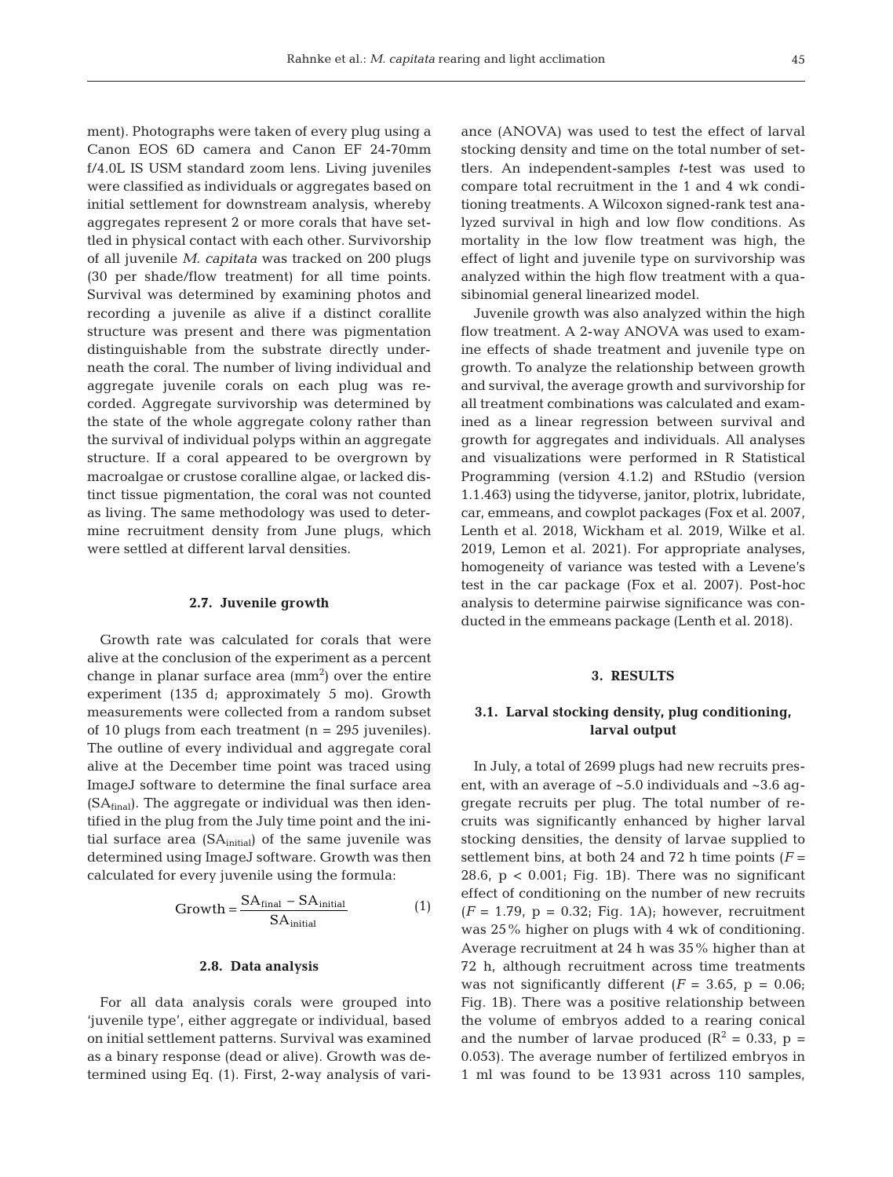ment). Photographs were taken of every plug using a Canon EOS 6D camera and Canon EF 24-70mm f/4.0L IS USM standard zoom lens. Living juveniles were classified as individuals or aggregates based on initial settlement for downstream analysis, whereby aggregates represent 2 or more corals that have settled in physical contact with each other. Survivorship of all juvenile *M. capitata* was tracked on 200 plugs (30 per shade/flow treatment) for all time points. Survival was determined by examining photos and recording a juvenile as alive if a distinct corallite structure was present and there was pigmentation distinguishable from the substrate directly underneath the coral. The number of living individual and aggregate juvenile corals on each plug was recorded. Aggregate survivorship was determined by the state of the whole aggregate colony rather than the survival of individual polyps within an aggregate structure. If a coral appeared to be overgrown by macroalgae or crustose coralline algae, or lacked distinct tissue pigmentation, the coral was not counted as living. The same methodology was used to determine recruitment density from June plugs, which were settled at different larval densities.

### 2.7. Juvenile growth

Growth rate was calculated for corals that were alive at the conclusion of the experiment as a percent change in planar surface area ($mm^2$) over the entire experiment (135 d; approximately 5 mo). Growth measurements were collected from a random subset of 10 plugs from each treatment (n = 295 juveniles). The outline of every individual and aggregate coral alive at the December time point was traced using ImageJ software to determine the final surface area ($SA_{final}$). The aggregate or individual was then identified in the plug from the July time point and the initial surface area ($SA_{initial}$) of the same juvenile was determined using ImageJ software. Growth was then calculated for every juvenile using the formula:

$$\text{Growth} = \frac{SA_{final} - SA_{initial}}{SA_{initial}} \quad (1)$$

### 2.8. Data analysis

For all data analysis corals were grouped into 'juvenile type', either aggregate or individual, based on initial settlement patterns. Survival was examined as a binary response (dead or alive). Growth was determined using Eq. (1). First, 2-way analysis of variance (ANOVA) was used to test the effect of larval stocking density and time on the total number of settlers. An independent-samples *t*-test was used to compare total recruitment in the 1 and 4 wk conditioning treatments. A Wilcoxon signed-rank test analyzed survival in high and low flow conditions. As mortality in the low flow treatment was high, the effect of light and juvenile type on survivorship was analyzed within the high flow treatment with a quasibinomial general linearized model.

Juvenile growth was also analyzed within the high flow treatment. A 2-way ANOVA was used to examine effects of shade treatment and juvenile type on growth. To analyze the relationship between growth and survival, the average growth and survivorship for all treatment combinations was calculated and examined as a linear regression between survival and growth for aggregates and individuals. All analyses and visualizations were performed in R Statistical Programming (version 4.1.2) and RStudio (version 1.1.463) using the tidyverse, janitor, plotrix, lubridate, car, emmeans, and cowplot packages (Fox et al. 2007, Lenth et al. 2018, Wickham et al. 2019, Wilke et al. 2019, Lemon et al. 2021). For appropriate analyses, homogeneity of variance was tested with a Levene's test in the car package (Fox et al. 2007). Post-hoc analysis to determine pairwise significance was conducted in the emmeans package (Lenth et al. 2018).

## 3. RESULTS

### 3.1. Larval stocking density, plug conditioning, larval output

In July, a total of 2699 plugs had new recruits present, with an average of ~5.0 individuals and ~3.6 aggregate recruits per plug. The total number of recruits was significantly enhanced by higher larval stocking densities, the density of larvae supplied to settlement bins, at both 24 and 72 h time points ($F = 28.6$, $p < 0.001$; Fig. 1B). There was no significant effect of conditioning on the number of new recruits ($F = 1.79$, $p = 0.32$; Fig. 1A); however, recruitment was 25% higher on plugs with 4 wk of conditioning. Average recruitment at 24 h was 35% higher than at 72 h, although recruitment across time treatments was not significantly different ($F = 3.65$, $p = 0.06$; Fig. 1B). There was a positive relationship between the volume of embryos added to a rearing conical and the number of larvae produced ($R^2 = 0.33$, $p = 0.053$). The average number of fertilized embryos in 1 ml was found to be 13931 across 110 samples,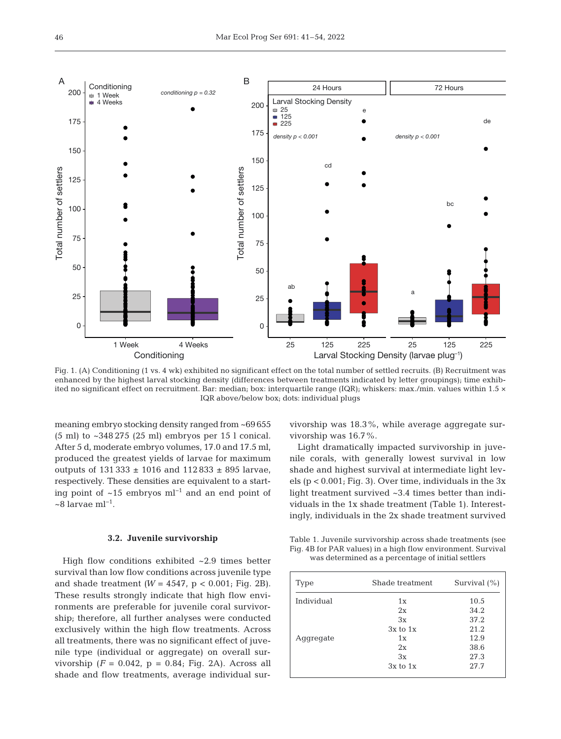Fig. 1. (A) Conditioning (1 vs. 4 wk) exhibited no significant effect on the total number of settled recruits. (B) Recruitment was enhanced by the highest larval stocking density (differences between treatments indicated by letter groupings); time exhibited no significant effect on recruitment. Bar: median; box: interquartile range (IQR); whiskers: max./min. values within 1.5 × IQR above/below box; dots: individual plugs

meaning embryo stocking density ranged from ~69 655 (5 ml) to ~348 275 (25 ml) embryos per 15 l conical. After 5 d, moderate embryo volumes, 17.0 and 17.5 ml, produced the greatest yields of larvae for maximum outputs of 131 333 ± 1016 and 112 833 ± 895 larvae, respectively. These densities are equivalent to a starting point of ~15 embryos ml$^{-1}$ and an end point of ~8 larvae ml$^{-1}$.

### 3.2. Juvenile survivorship

High flow conditions exhibited ~2.9 times better survival than low flow conditions across juvenile type and shade treatment ($W = 4547$, $p < 0.001$; Fig. 2B). These results strongly indicate that high flow environments are preferable for juvenile coral survivorship; therefore, all further analyses were conducted exclusively within the high flow treatments. Across all treatments, there was no significant effect of juvenile type (individual or aggregate) on overall survivorship ($F = 0.042$, $p = 0.84$; Fig. 2A). Across all shade and flow treatments, average individual survivorship was 18.3%, while average aggregate survivorship was 16.7%.

Light dramatically impacted survivorship in juvenile corals, with generally lowest survival in low shade and highest survival at intermediate light levels ($p < 0.001$; Fig. 3). Over time, individuals in the 3x light treatment survived ~3.4 times better than individuals in the 1x shade treatment (Table 1). Interestingly, individuals in the 2x shade treatment survived

Table 1. Juvenile survivorship across shade treatments (see Fig. 4B for PAR values) in a high flow environment. Survival was determined as a percentage of initial settlers

| Type | Shade treatment | Survival (%) |
|---|---|---|
| Individual | 1x | 10.5 |
| | 2x | 34.2 |
| | 3x | 37.2 |
| | 3x to 1x | 21.2 |
| Aggregate | 1x | 12.9 |
| | 2x | 38.6 |
| | 3x | 27.3 |
| | 3x to 1x | 27.7 |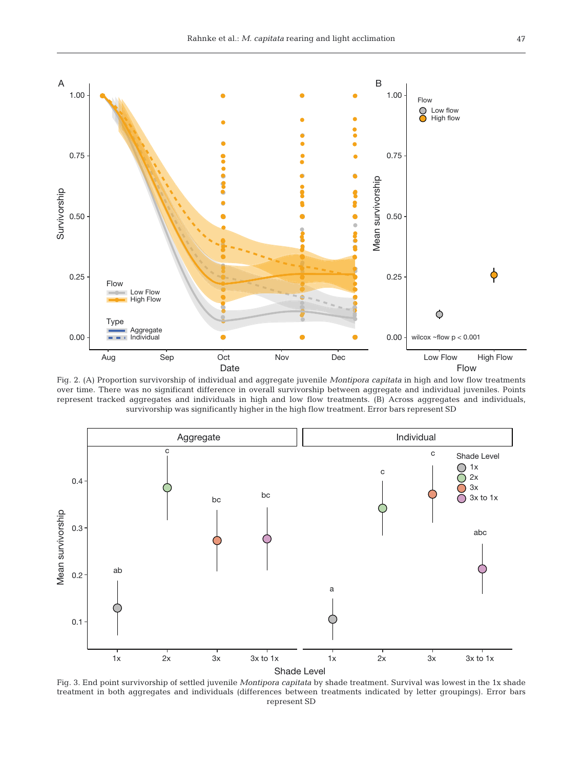Fig. 2. (A) Proportion survivorship of individual and aggregate juvenile *Montipora capitata* in high and low flow treatments over time. There was no significant difference in overall survivorship between aggregate and individual juveniles. Points represent tracked aggregates and individuals in high and low flow treatments. (B) Across aggregates and individuals, survivorship was significantly higher in the high flow treatment. Error bars represent SD

Fig. 3. End point survivorship of settled juvenile *Montipora capitata* by shade treatment. Survival was lowest in the 1x shade treatment in both aggregates and individuals (differences between treatments indicated by letter groupings). Error bars represent SD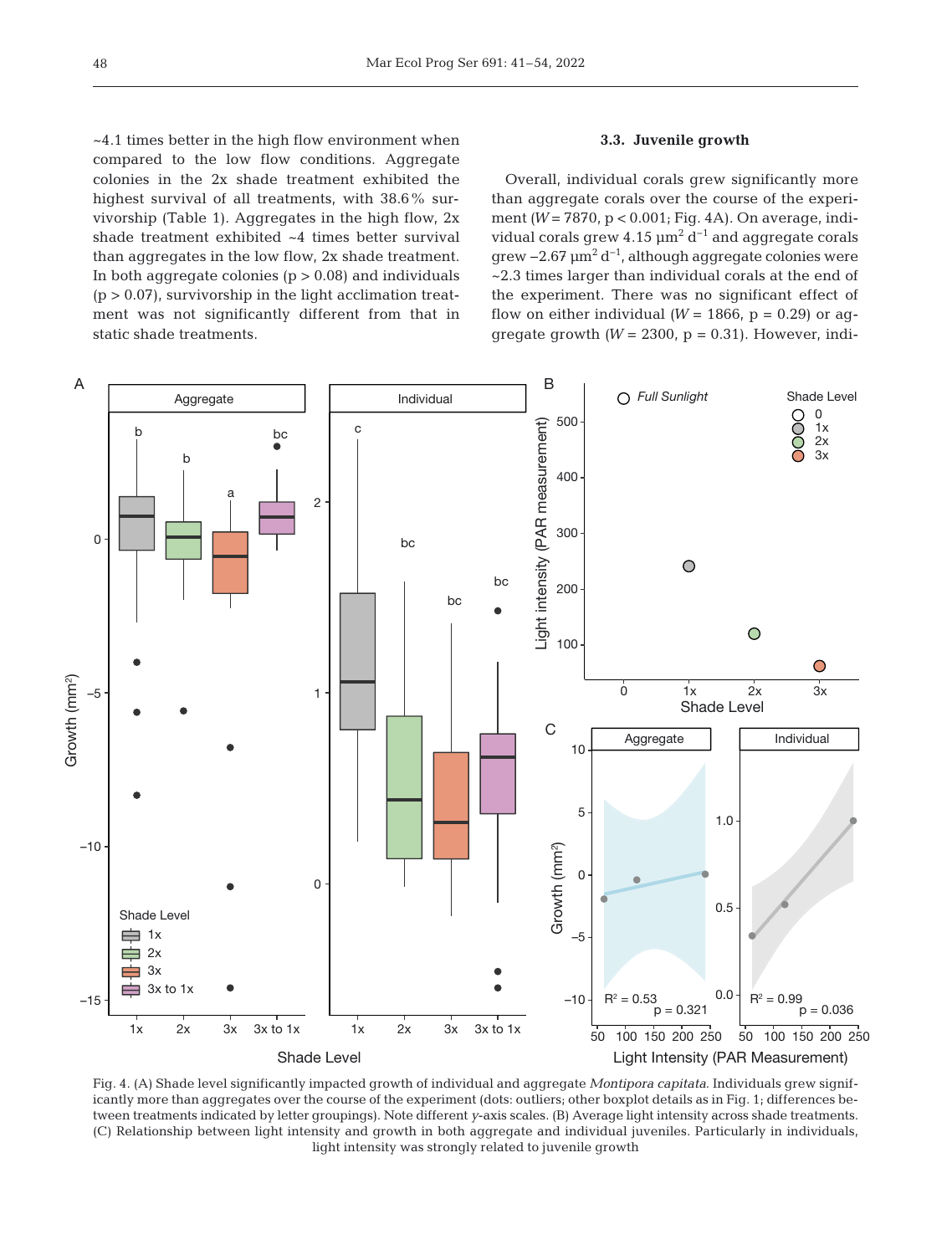~4.1 times better in the high flow environment when compared to the low flow conditions. Aggregate colonies in the 2x shade treatment exhibited the highest survival of all treatments, with 38.6% survivorship (Table 1). Aggregates in the high flow, 2x shade treatment exhibited ~4 times better survival than aggregates in the low flow, 2x shade treatment. In both aggregate colonies ($p > 0.08$) and individuals ($p > 0.07$), survivorship in the light acclimation treatment was not significantly different from that in static shade treatments.

### 3.3. Juvenile growth

Overall, individual corals grew significantly more than aggregate corals over the course of the experiment ($W = 7870$, $p < 0.001$; Fig. 4A). On average, individual corals grew 4.15 $\mu m^2$ $d^{-1}$ and aggregate corals grew −2.67 $\mu m^2$ $d^{-1}$, although aggregate colonies were ~2.3 times larger than individual corals at the end of the experiment. There was no significant effect of flow on either individual ($W = 1866$, $p = 0.29$) or aggregate growth ($W = 2300$, $p = 0.31$). However, indi-

Fig. 4. (A) Shade level significantly impacted growth of individual and aggregate *Montipora capitata*. Individuals grew significantly more than aggregates over the course of the experiment (dots: outliers; other boxplot details as in Fig. 1; differences between treatments indicated by letter groupings). Note different *y*-axis scales. (B) Average light intensity across shade treatments. (C) Relationship between light intensity and growth in both aggregate and individual juveniles. Particularly in individuals, light intensity was strongly related to juvenile growth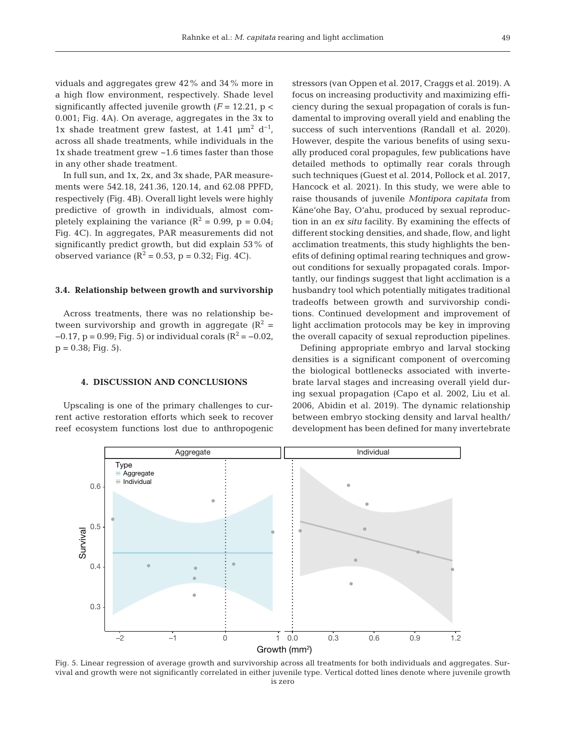viduals and aggregates grew 42% and 34% more in a high flow environment, respectively. Shade level significantly affected juvenile growth ($F = 12.21$, $p < 0.001$; Fig. 4A). On average, aggregates in the 3x to 1x shade treatment grew fastest, at 1.41 $\mu m^2\ d^{-1}$, across all shade treatments, while individuals in the 1x shade treatment grew ~1.6 times faster than those in any other shade treatment.

In full sun, and 1x, 2x, and 3x shade, PAR measurements were 542.18, 241.36, 120.14, and 62.08 PPFD, respectively (Fig. 4B). Overall light levels were highly predictive of growth in individuals, almost completely explaining the variance ($R^2 = 0.99$, $p = 0.04$; Fig. 4C). In aggregates, PAR measurements did not significantly predict growth, but did explain 53% of observed variance ($R^2 = 0.53$, $p = 0.32$; Fig. 4C).

### 3.4. Relationship between growth and survivorship

Across treatments, there was no relationship between survivorship and growth in aggregate ($R^2 = -0.17$, $p = 0.99$; Fig. 5) or individual corals ($R^2 = -0.02$, $p = 0.38$; Fig. 5).

## 4. DISCUSSION AND CONCLUSIONS

Upscaling is one of the primary challenges to current active restoration efforts which seek to recover reef ecosystem functions lost due to anthropogenic stressors (van Oppen et al. 2017, Craggs et al. 2019). A focus on increasing productivity and maximizing efficiency during the sexual propagation of corals is fundamental to improving overall yield and enabling the success of such interventions (Randall et al. 2020). However, despite the various benefits of using sexually produced coral propagules, few publications have detailed methods to optimally rear corals through such techniques (Guest et al. 2014, Pollock et al. 2017, Hancock et al. 2021). In this study, we were able to raise thousands of juvenile *Montipora capitata* from Kāneʻohe Bay, Oʻahu, produced by sexual reproduction in an *ex situ* facility. By examining the effects of different stocking densities, and shade, flow, and light acclimation treatments, this study highlights the benefits of defining optimal rearing techniques and growout conditions for sexually propagated corals. Importantly, our findings suggest that light acclimation is a husbandry tool which potentially mitigates traditional tradeoffs between growth and survivorship conditions. Continued development and improvement of light acclimation protocols may be key in improving the overall capacity of sexual reproduction pipelines.

Defining appropriate embryo and larval stocking densities is a significant component of overcoming the biological bottlenecks associated with invertebrate larval stages and increasing overall yield during sexual propagation (Capo et al. 2002, Liu et al. 2006, Abidin et al. 2019). The dynamic relationship between embryo stocking density and larval health/development has been defined for many invertebrate

Fig. 5. Linear regression of average growth and survivorship across all treatments for both individuals and aggregates. Survival and growth were not significantly correlated in either juvenile type. Vertical dotted lines denote where juvenile growth is zero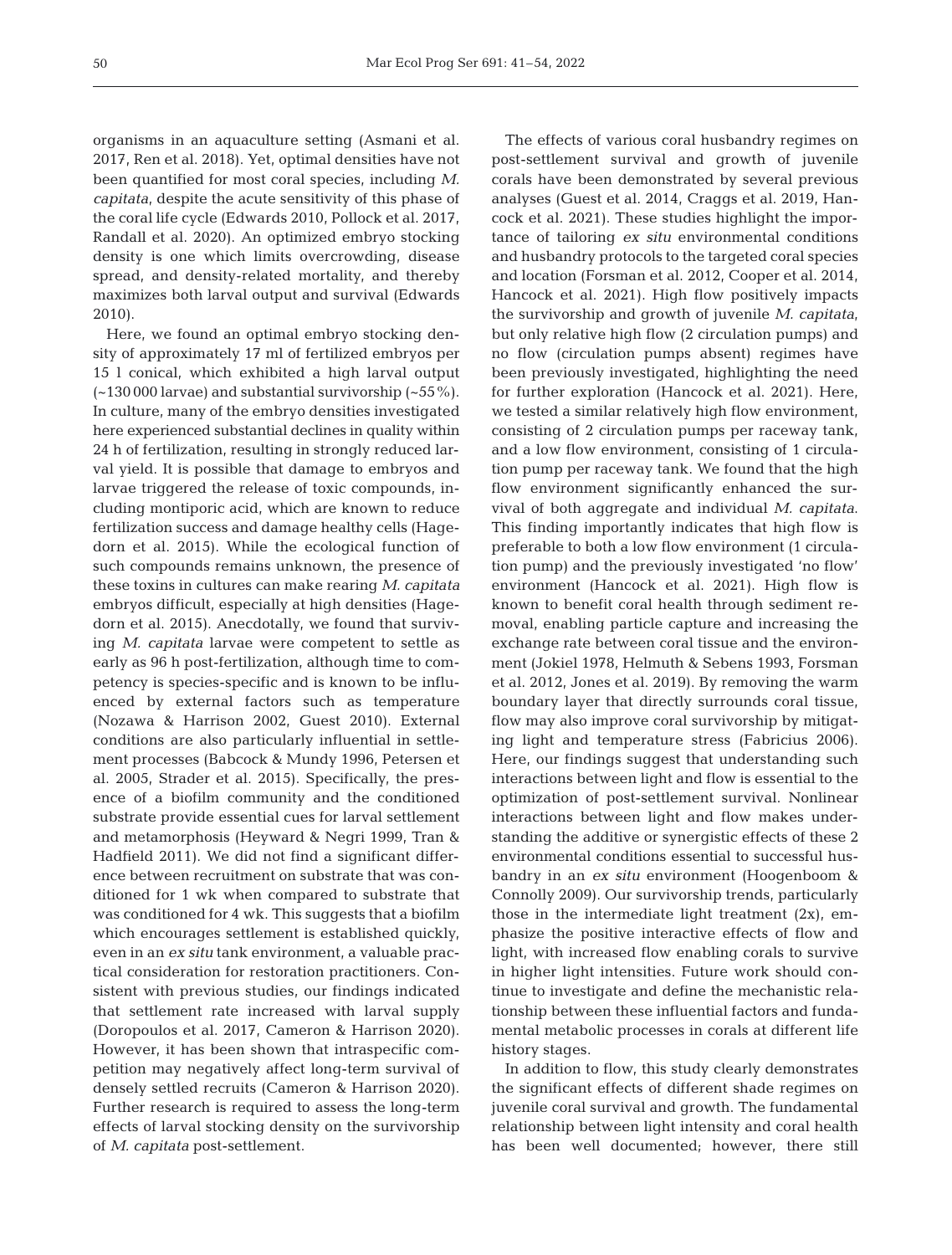organisms in an aquaculture setting (Asmani et al. 2017, Ren et al. 2018). Yet, optimal densities have not been quantified for most coral species, including *M. capitata*, despite the acute sensitivity of this phase of the coral life cycle (Edwards 2010, Pollock et al. 2017, Randall et al. 2020). An optimized embryo stocking density is one which limits overcrowding, disease spread, and density-related mortality, and thereby maximizes both larval output and survival (Edwards 2010).

Here, we found an optimal embryo stocking density of approximately 17 ml of fertilized embryos per 15 l conical, which exhibited a high larval output (~130 000 larvae) and substantial survivorship (~55%). In culture, many of the embryo densities investigated here experienced substantial declines in quality within 24 h of fertilization, resulting in strongly reduced larval yield. It is possible that damage to embryos and larvae triggered the release of toxic compounds, including montiporic acid, which are known to reduce fertilization success and damage healthy cells (Hagedorn et al. 2015). While the ecological function of such compounds remains unknown, the presence of these toxins in cultures can make rearing *M. capitata* embryos difficult, especially at high densities (Hagedorn et al. 2015). Anecdotally, we found that surviving *M. capitata* larvae were competent to settle as early as 96 h post-fertilization, although time to competency is species-specific and is known to be influenced by external factors such as temperature (Nozawa & Harrison 2002, Guest 2010). External conditions are also particularly influential in settlement processes (Babcock & Mundy 1996, Petersen et al. 2005, Strader et al. 2015). Specifically, the presence of a biofilm community and the conditioned substrate provide essential cues for larval settlement and metamorphosis (Heyward & Negri 1999, Tran & Hadfield 2011). We did not find a significant difference between recruitment on substrate that was conditioned for 1 wk when compared to substrate that was conditioned for 4 wk. This suggests that a biofilm which encourages settlement is established quickly, even in an *ex situ* tank environment, a valuable practical consideration for restoration practitioners. Consistent with previous studies, our findings indicated that settlement rate increased with larval supply (Doropoulos et al. 2017, Cameron & Harrison 2020). However, it has been shown that intraspecific competition may negatively affect long-term survival of densely settled recruits (Cameron & Harrison 2020). Further research is required to assess the long-term effects of larval stocking density on the survivorship of *M. capitata* post-settlement.

The effects of various coral husbandry regimes on post-settlement survival and growth of juvenile corals have been demonstrated by several previous analyses (Guest et al. 2014, Craggs et al. 2019, Hancock et al. 2021). These studies highlight the importance of tailoring *ex situ* environmental conditions and husbandry protocols to the targeted coral species and location (Forsman et al. 2012, Cooper et al. 2014, Hancock et al. 2021). High flow positively impacts the survivorship and growth of juvenile *M. capitata*, but only relative high flow (2 circulation pumps) and no flow (circulation pumps absent) regimes have been previously investigated, highlighting the need for further exploration (Hancock et al. 2021). Here, we tested a similar relatively high flow environment, consisting of 2 circulation pumps per raceway tank, and a low flow environment, consisting of 1 circulation pump per raceway tank. We found that the high flow environment significantly enhanced the survival of both aggregate and individual *M. capitata*. This finding importantly indicates that high flow is preferable to both a low flow environment (1 circulation pump) and the previously investigated 'no flow' environment (Hancock et al. 2021). High flow is known to benefit coral health through sediment removal, enabling particle capture and increasing the exchange rate between coral tissue and the environment (Jokiel 1978, Helmuth & Sebens 1993, Forsman et al. 2012, Jones et al. 2019). By removing the warm boundary layer that directly surrounds coral tissue, flow may also improve coral survivorship by mitigating light and temperature stress (Fabricius 2006). Here, our findings suggest that understanding such interactions between light and flow is essential to the optimization of post-settlement survival. Nonlinear interactions between light and flow makes understanding the additive or synergistic effects of these 2 environmental conditions essential to successful husbandry in an *ex situ* environment (Hoogenboom & Connolly 2009). Our survivorship trends, particularly those in the intermediate light treatment (2x), emphasize the positive interactive effects of flow and light, with increased flow enabling corals to survive in higher light intensities. Future work should continue to investigate and define the mechanistic relationship between these influential factors and fundamental metabolic processes in corals at different life history stages.

In addition to flow, this study clearly demonstrates the significant effects of different shade regimes on juvenile coral survival and growth. The fundamental relationship between light intensity and coral health has been well documented; however, there still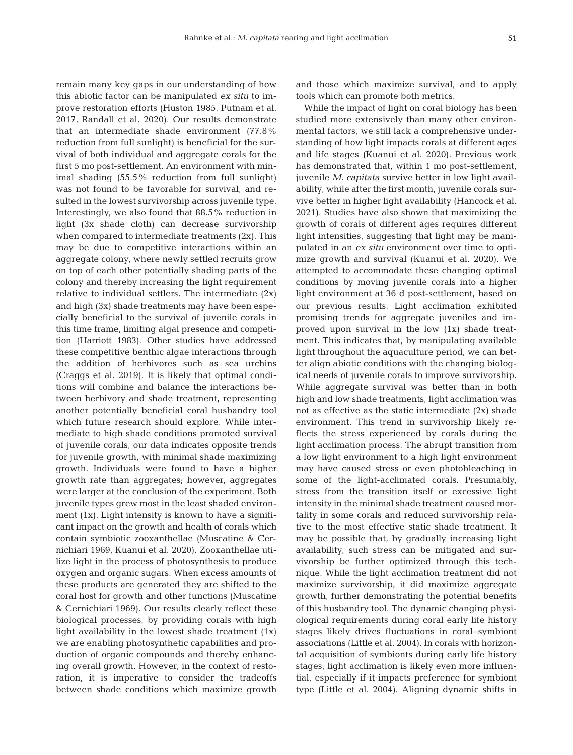remain many key gaps in our understanding of how this abiotic factor can be manipulated *ex situ* to improve restoration efforts (Huston 1985, Putnam et al. 2017, Randall et al. 2020). Our results demonstrate that an intermediate shade environment (77.8% reduction from full sunlight) is beneficial for the survival of both individual and aggregate corals for the first 5 mo post-settlement. An environment with minimal shading (55.5% reduction from full sunlight) was not found to be favorable for survival, and resulted in the lowest survivorship across juvenile type. Interestingly, we also found that 88.5% reduction in light (3x shade cloth) can decrease survivorship when compared to intermediate treatments (2x). This may be due to competitive interactions within an aggregate colony, where newly settled recruits grow on top of each other potentially shading parts of the colony and thereby increasing the light requirement relative to individual settlers. The intermediate (2x) and high (3x) shade treatments may have been especially beneficial to the survival of juvenile corals in this time frame, limiting algal presence and competition (Harriott 1983). Other studies have addressed these competitive benthic algae interactions through the addition of herbivores such as sea urchins (Craggs et al. 2019). It is likely that optimal conditions will combine and balance the interactions between herbivory and shade treatment, representing another potentially beneficial coral husbandry tool which future research should explore. While intermediate to high shade conditions promoted survival of juvenile corals, our data indicates opposite trends for juvenile growth, with minimal shade maximizing growth. Individuals were found to have a higher growth rate than aggregates; however, aggregates were larger at the conclusion of the experiment. Both juvenile types grew most in the least shaded environment (1x). Light intensity is known to have a significant impact on the growth and health of corals which contain symbiotic zooxanthellae (Muscatine & Cernichiari 1969, Kuanui et al. 2020). Zooxanthellae utilize light in the process of photosynthesis to produce oxygen and organic sugars. When excess amounts of these products are generated they are shifted to the coral host for growth and other functions (Muscatine & Cernichiari 1969). Our results clearly reflect these biological processes, by providing corals with high light availability in the lowest shade treatment (1x) we are enabling photosynthetic capabilities and production of organic compounds and thereby enhancing overall growth. However, in the context of restoration, it is imperative to consider the tradeoffs between shade conditions which maximize growth and those which maximize survival, and to apply tools which can promote both metrics.

While the impact of light on coral biology has been studied more extensively than many other environmental factors, we still lack a comprehensive understanding of how light impacts corals at different ages and life stages (Kuanui et al. 2020). Previous work has demonstrated that, within 1 mo post-settlement, juvenile *M. capitata* survive better in low light availability, while after the first month, juvenile corals survive better in higher light availability (Hancock et al. 2021). Studies have also shown that maximizing the growth of corals of different ages requires different light intensities, suggesting that light may be manipulated in an *ex situ* environment over time to optimize growth and survival (Kuanui et al. 2020). We attempted to accommodate these changing optimal conditions by moving juvenile corals into a higher light environment at 36 d post-settlement, based on our previous results. Light acclimation exhibited promising trends for aggregate juveniles and improved upon survival in the low (1x) shade treatment. This indicates that, by manipulating available light throughout the aquaculture period, we can better align abiotic conditions with the changing biological needs of juvenile corals to improve survivorship. While aggregate survival was better than in both high and low shade treatments, light acclimation was not as effective as the static intermediate (2x) shade environment. This trend in survivorship likely reflects the stress experienced by corals during the light acclimation process. The abrupt transition from a low light environment to a high light environment may have caused stress or even photobleaching in some of the light-acclimated corals. Presumably, stress from the transition itself or excessive light intensity in the minimal shade treatment caused mortality in some corals and reduced survivorship relative to the most effective static shade treatment. It may be possible that, by gradually increasing light availability, such stress can be mitigated and survivorship be further optimized through this technique. While the light acclimation treatment did not maximize survivorship, it did maximize aggregate growth, further demonstrating the potential benefits of this husbandry tool. The dynamic changing physiological requirements during coral early life history stages likely drives fluctuations in coral–symbiont associations (Little et al. 2004). In corals with horizontal acquisition of symbionts during early life history stages, light acclimation is likely even more influential, especially if it impacts preference for symbiont type (Little et al. 2004). Aligning dynamic shifts in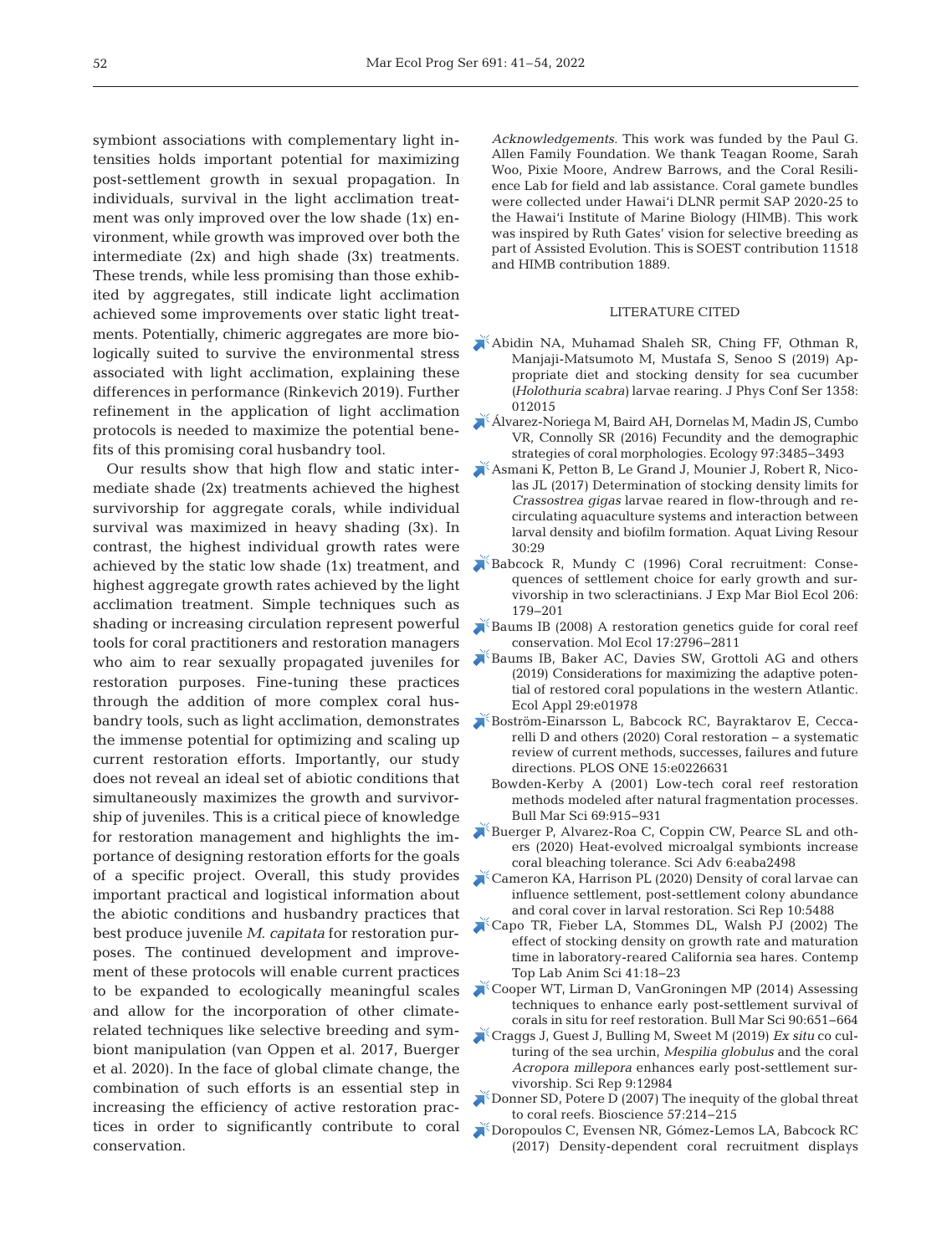symbiont associations with complementary light intensities holds important potential for maximizing post-settlement growth in sexual propagation. In individuals, survival in the light acclimation treatment was only improved over the low shade (1x) environment, while growth was improved over both the intermediate (2x) and high shade (3x) treatments. These trends, while less promising than those exhibited by aggregates, still indicate light acclimation achieved some improvements over static light treatments. Potentially, chimeric aggregates are more biologically suited to survive the environmental stress associated with light acclimation, explaining these differences in performance (Rinkevich 2019). Further refinement in the application of light acclimation protocols is needed to maximize the potential benefits of this promising coral husbandry tool.

Our results show that high flow and static intermediate shade (2x) treatments achieved the highest survivorship for aggregate corals, while individual survival was maximized in heavy shading (3x). In contrast, the highest individual growth rates were achieved by the static low shade (1x) treatment, and highest aggregate growth rates achieved by the light acclimation treatment. Simple techniques such as shading or increasing circulation represent powerful tools for coral practitioners and restoration managers who aim to rear sexually propagated juveniles for restoration purposes. Fine-tuning these practices through the addition of more complex coral husbandry tools, such as light acclimation, demonstrates the immense potential for optimizing and scaling up current restoration efforts. Importantly, our study does not reveal an ideal set of abiotic conditions that simultaneously maximizes the growth and survivorship of juveniles. This is a critical piece of knowledge for restoration management and highlights the importance of designing restoration efforts for the goals of a specific project. Overall, this study provides important practical and logistical information about the abiotic conditions and husbandry practices that best produce juvenile *M. capitata* for restoration purposes. The continued development and improvement of these protocols will enable current practices to be expanded to ecologically meaningful scales and allow for the incorporation of other climate-related techniques like selective breeding and symbiont manipulation (van Oppen et al. 2017, Buerger et al. 2020). In the face of global climate change, the combination of such efforts is an essential step in increasing the efficiency of active restoration practices in order to significantly contribute to coral conservation.

*Acknowledgements*. This work was funded by the Paul G. Allen Family Foundation. We thank Teagan Roome, Sarah Woo, Pixie Moore, Andrew Barrows, and the Coral Resilience Lab for field and lab assistance. Coral gamete bundles were collected under Hawai'i DLNR permit SAP 2020-25 to the Hawai'i Institute of Marine Biology (HIMB). This work was inspired by Ruth Gates' vision for selective breeding as part of Assisted Evolution. This is SOEST contribution 11518 and HIMB contribution 1889.

## LITERATURE CITED

- Abidin NA, Muhamad Shaleh SR, Ching FF, Othman R, Manjaji-Matsumoto M, Mustafa S, Senoo S (2019) Appropriate diet and stocking density for sea cucumber (*Holothuria scabra*) larvae rearing. J Phys Conf Ser 1358: 012015
- Álvarez-Noriega M, Baird AH, Dornelas M, Madin JS, Cumbo VR, Connolly SR (2016) Fecundity and the demographic strategies of coral morphologies. Ecology 97:3485−3493
- Asmani K, Petton B, Le Grand J, Mounier J, Robert R, Nicolas JL (2017) Determination of stocking density limits for *Crassostrea gigas* larvae reared in flow-through and recirculating aquaculture systems and interaction between larval density and biofilm formation. Aquat Living Resour 30:29
- Babcock R, Mundy C (1996) Coral recruitment: Consequences of settlement choice for early growth and survivorship in two scleractinians. J Exp Mar Biol Ecol 206: 179−201
- Baums IB (2008) A restoration genetics guide for coral reef conservation. Mol Ecol 17:2796−2811
- Baums IB, Baker AC, Davies SW, Grottoli AG and others (2019) Considerations for maximizing the adaptive potential of restored coral populations in the western Atlantic. Ecol Appl 29:e01978
- Boström-Einarsson L, Babcock RC, Bayraktarov E, Ceccarelli D and others (2020) Coral restoration − a systematic review of current methods, successes, failures and future directions. PLOS ONE 15:e0226631
- Bowden-Kerby A (2001) Low-tech coral reef restoration methods modeled after natural fragmentation processes. Bull Mar Sci 69:915−931
- Buerger P, Alvarez-Roa C, Coppin CW, Pearce SL and others (2020) Heat-evolved microalgal symbionts increase coral bleaching tolerance. Sci Adv 6:eaba2498
- Cameron KA, Harrison PL (2020) Density of coral larvae can influence settlement, post-settlement colony abundance and coral cover in larval restoration. Sci Rep 10:5488
- Capo TR, Fieber LA, Stommes DL, Walsh PJ (2002) The effect of stocking density on growth rate and maturation time in laboratory-reared California sea hares. Contemp Top Lab Anim Sci 41:18−23
- Cooper WT, Lirman D, VanGroningen MP (2014) Assessing techniques to enhance early post-settlement survival of corals in situ for reef restoration. Bull Mar Sci 90:651−664
- Craggs J, Guest J, Bulling M, Sweet M (2019) *Ex situ* co culturing of the sea urchin, *Mespilia globulus* and the coral *Acropora millepora* enhances early post-settlement survivorship. Sci Rep 9:12984
- Donner SD, Potere D (2007) The inequity of the global threat to coral reefs. Bioscience 57:214−215
- Doropoulos C, Evensen NR, Gómez-Lemos LA, Babcock RC (2017) Density-dependent coral recruitment displays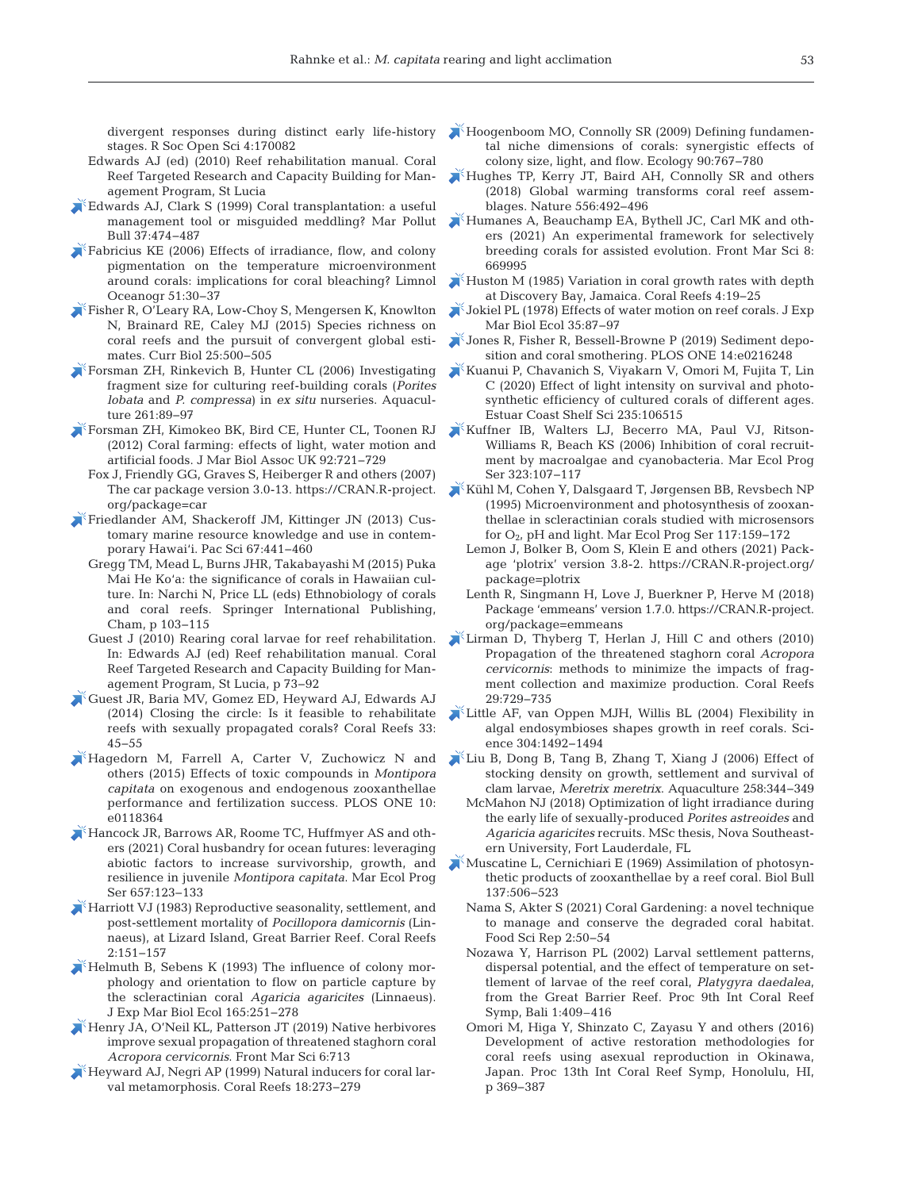divergent responses during distinct early life-history stages. R Soc Open Sci 4:170082

Edwards AJ (ed) (2010) Reef rehabilitation manual. Coral Reef Targeted Research and Capacity Building for Management Program, St Lucia

Edwards AJ, Clark S (1999) Coral transplantation: a useful management tool or misguided meddling? Mar Pollut Bull 37:474−487

Fabricius KE (2006) Effects of irradiance, flow, and colony pigmentation on the temperature microenvironment around corals: implications for coral bleaching? Limnol Oceanogr 51:30−37

Fisher R, O'Leary RA, Low-Choy S, Mengersen K, Knowlton N, Brainard RE, Caley MJ (2015) Species richness on coral reefs and the pursuit of convergent global estimates. Curr Biol 25:500−505

Forsman ZH, Rinkevich B, Hunter CL (2006) Investigating fragment size for culturing reef-building corals (*Porites lobata* and *P. compressa*) in *ex situ* nurseries. Aquaculture 261:89−97

Forsman ZH, Kimokeo BK, Bird CE, Hunter CL, Toonen RJ (2012) Coral farming: effects of light, water motion and artificial foods. J Mar Biol Assoc UK 92:721−729

Fox J, Friendly GG, Graves S, Heiberger R and others (2007) The car package version 3.0-13. https://CRAN.R-project.org/package=car

Friedlander AM, Shackeroff JM, Kittinger JN (2013) Customary marine resource knowledge and use in contemporary Hawai'i. Pac Sci 67:441−460

Gregg TM, Mead L, Burns JHR, Takabayashi M (2015) Puka Mai He Ko'a: the significance of corals in Hawaiian culture. In: Narchi N, Price LL (eds) Ethnobiology of corals and coral reefs. Springer International Publishing, Cham, p 103−115

Guest J (2010) Rearing coral larvae for reef rehabilitation. In: Edwards AJ (ed) Reef rehabilitation manual. Coral Reef Targeted Research and Capacity Building for Management Program, St Lucia, p 73−92

Guest JR, Baria MV, Gomez ED, Heyward AJ, Edwards AJ (2014) Closing the circle: Is it feasible to rehabilitate reefs with sexually propagated corals? Coral Reefs 33: 45−55

Hagedorn M, Farrell A, Carter V, Zuchowicz N and others (2015) Effects of toxic compounds in *Montipora capitata* on exogenous and endogenous zooxanthellae performance and fertilization success. PLOS ONE 10: e0118364

Hancock JR, Barrows AR, Roome TC, Huffmyer AS and others (2021) Coral husbandry for ocean futures: leveraging abiotic factors to increase survivorship, growth, and resilience in juvenile *Montipora capitata*. Mar Ecol Prog Ser 657:123−133

Harriott VJ (1983) Reproductive seasonality, settlement, and post-settlement mortality of *Pocillopora damicornis* (Linnaeus), at Lizard Island, Great Barrier Reef. Coral Reefs 2:151−157

Helmuth B, Sebens K (1993) The influence of colony morphology and orientation to flow on particle capture by the scleractinian coral *Agaricia agaricites* (Linnaeus). J Exp Mar Biol Ecol 165:251−278

Henry JA, O'Neil KL, Patterson JT (2019) Native herbivores improve sexual propagation of threatened staghorn coral *Acropora cervicornis*. Front Mar Sci 6:713

Heyward AJ, Negri AP (1999) Natural inducers for coral larval metamorphosis. Coral Reefs 18:273−279

Hoogenboom MO, Connolly SR (2009) Defining fundamental niche dimensions of corals: synergistic effects of colony size, light, and flow. Ecology 90:767−780

Hughes TP, Kerry JT, Baird AH, Connolly SR and others (2018) Global warming transforms coral reef assemblages. Nature 556:492−496

Humanes A, Beauchamp EA, Bythell JC, Carl MK and others (2021) An experimental framework for selectively breeding corals for assisted evolution. Front Mar Sci 8: 669995

Huston M (1985) Variation in coral growth rates with depth at Discovery Bay, Jamaica. Coral Reefs 4:19−25

Jokiel PL (1978) Effects of water motion on reef corals. J Exp Mar Biol Ecol 35:87−97

Jones R, Fisher R, Bessell-Browne P (2019) Sediment deposition and coral smothering. PLOS ONE 14:e0216248

Kuanui P, Chavanich S, Viyakarn V, Omori M, Fujita T, Lin C (2020) Effect of light intensity on survival and photosynthetic efficiency of cultured corals of different ages. Estuar Coast Shelf Sci 235:106515

Kuffner IB, Walters LJ, Becerro MA, Paul VJ, Ritson-Williams R, Beach KS (2006) Inhibition of coral recruitment by macroalgae and cyanobacteria. Mar Ecol Prog Ser 323:107−117

Kühl M, Cohen Y, Dalsgaard T, Jørgensen BB, Revsbech NP (1995) Microenvironment and photosynthesis of zooxanthellae in scleractinian corals studied with microsensors for $O_2$, pH and light. Mar Ecol Prog Ser 117:159−172

Lemon J, Bolker B, Oom S, Klein E and others (2021) Package 'plotrix' version 3.8-2. https://CRAN.R-project.org/package=plotrix

Lenth R, Singmann H, Love J, Buerkner P, Herve M (2018) Package 'emmeans' version 1.7.0. https://CRAN.R-project.org/package=emmeans

Lirman D, Thyberg T, Herlan J, Hill C and others (2010) Propagation of the threatened staghorn coral *Acropora cervicornis*: methods to minimize the impacts of fragment collection and maximize production. Coral Reefs 29:729−735

Little AF, van Oppen MJH, Willis BL (2004) Flexibility in algal endosymbioses shapes growth in reef corals. Science 304:1492−1494

Liu B, Dong B, Tang B, Zhang T, Xiang J (2006) Effect of stocking density on growth, settlement and survival of clam larvae, *Meretrix meretrix*. Aquaculture 258:344−349

McMahon NJ (2018) Optimization of light irradiance during the early life of sexually-produced *Porites astreoides* and *Agaricia agaricites* recruits. MSc thesis, Nova Southeastern University, Fort Lauderdale, FL

Muscatine L, Cernichiari E (1969) Assimilation of photosynthetic products of zooxanthellae by a reef coral. Biol Bull 137:506−523

Nama S, Akter S (2021) Coral Gardening: a novel technique to manage and conserve the degraded coral habitat. Food Sci Rep 2:50−54

Nozawa Y, Harrison PL (2002) Larval settlement patterns, dispersal potential, and the effect of temperature on settlement of larvae of the reef coral, *Platygyra daedalea*, from the Great Barrier Reef. Proc 9th Int Coral Reef Symp, Bali 1:409−416

Omori M, Higa Y, Shinzato C, Zayasu Y and others (2016) Development of active restoration methodologies for coral reefs using asexual reproduction in Okinawa, Japan. Proc 13th Int Coral Reef Symp, Honolulu, HI, p 369−387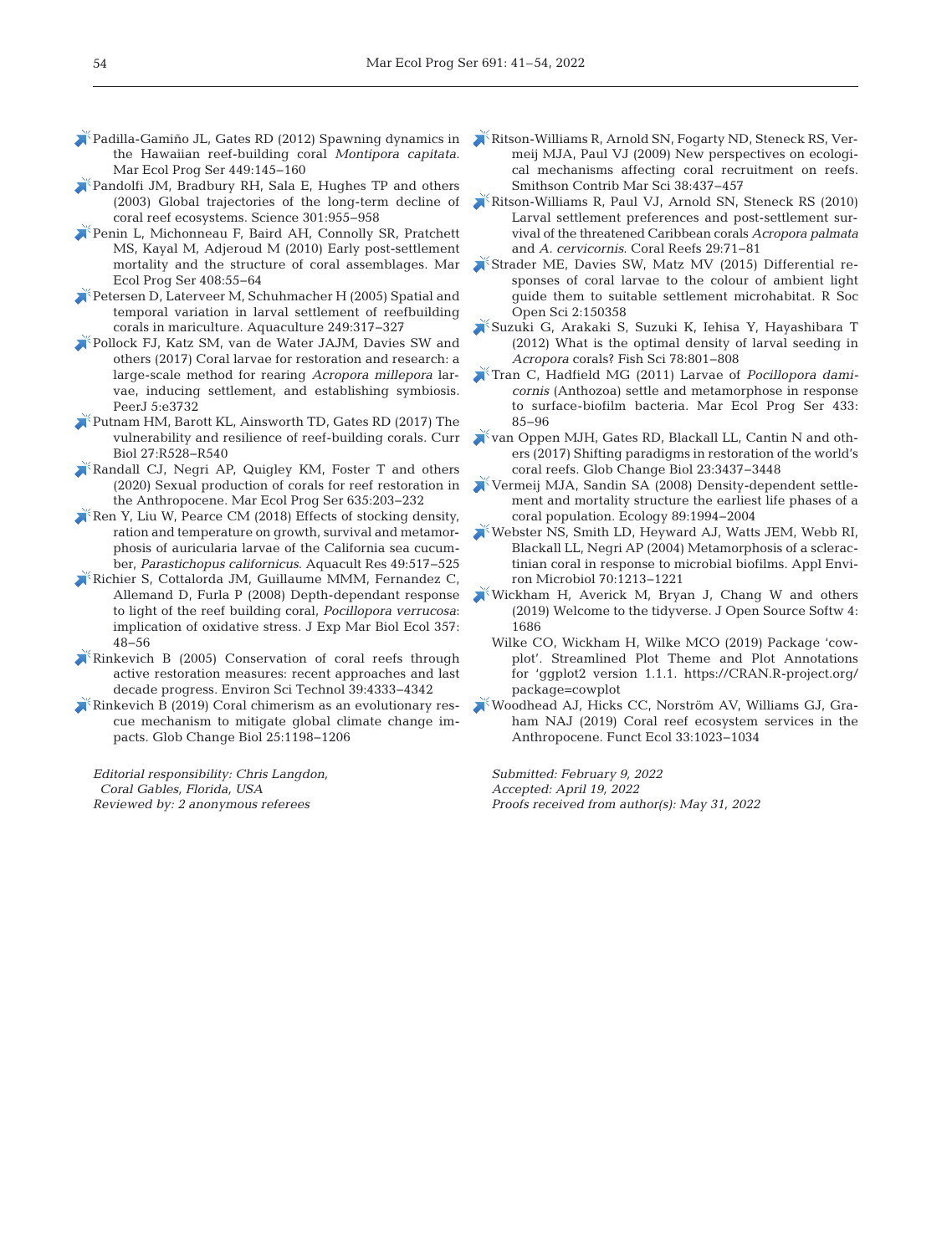Padilla-Gamiño JL, Gates RD (2012) Spawning dynamics in the Hawaiian reef-building coral *Montipora capitata*. Mar Ecol Prog Ser 449:145−160

Pandolfi JM, Bradbury RH, Sala E, Hughes TP and others (2003) Global trajectories of the long-term decline of coral reef ecosystems. Science 301:955−958

Penin L, Michonneau F, Baird AH, Connolly SR, Pratchett MS, Kayal M, Adjeroud M (2010) Early post-settlement mortality and the structure of coral assemblages. Mar Ecol Prog Ser 408:55−64

Petersen D, Laterveer M, Schuhmacher H (2005) Spatial and temporal variation in larval settlement of reefbuilding corals in mariculture. Aquaculture 249:317−327

Pollock FJ, Katz SM, van de Water JAJM, Davies SW and others (2017) Coral larvae for restoration and research: a large-scale method for rearing *Acropora millepora* larvae, inducing settlement, and establishing symbiosis. PeerJ 5:e3732

Putnam HM, Barott KL, Ainsworth TD, Gates RD (2017) The vulnerability and resilience of reef-building corals. Curr Biol 27:R528−R540

Randall CJ, Negri AP, Quigley KM, Foster T and others (2020) Sexual production of corals for reef restoration in the Anthropocene. Mar Ecol Prog Ser 635:203−232

Ren Y, Liu W, Pearce CM (2018) Effects of stocking density, ration and temperature on growth, survival and metamorphosis of auricularia larvae of the California sea cucumber, *Parastichopus californicus*. Aquacult Res 49:517−525

Richier S, Cottalorda JM, Guillaume MMM, Fernandez C, Allemand D, Furla P (2008) Depth-dependant response to light of the reef building coral, *Pocillopora verrucosa*: implication of oxidative stress. J Exp Mar Biol Ecol 357:48−56

Rinkevich B (2005) Conservation of coral reefs through active restoration measures: recent approaches and last decade progress. Environ Sci Technol 39:4333−4342

Rinkevich B (2019) Coral chimerism as an evolutionary rescue mechanism to mitigate global climate change impacts. Glob Change Biol 25:1198−1206

Ritson-Williams R, Arnold SN, Fogarty ND, Steneck RS, Vermeij MJA, Paul VJ (2009) New perspectives on ecological mechanisms affecting coral recruitment on reefs. Smithson Contrib Mar Sci 38:437−457

Ritson-Williams R, Paul VJ, Arnold SN, Steneck RS (2010) Larval settlement preferences and post-settlement survival of the threatened Caribbean corals *Acropora palmata* and *A. cervicornis*. Coral Reefs 29:71−81

Strader ME, Davies SW, Matz MV (2015) Differential responses of coral larvae to the colour of ambient light guide them to suitable settlement microhabitat. R Soc Open Sci 2:150358

Suzuki G, Arakaki S, Suzuki K, Iehisa Y, Hayashibara T (2012) What is the optimal density of larval seeding in *Acropora* corals? Fish Sci 78:801−808

Tran C, Hadfield MG (2011) Larvae of *Pocillopora damicornis* (Anthozoa) settle and metamorphose in response to surface-biofilm bacteria. Mar Ecol Prog Ser 433:85−96

van Oppen MJH, Gates RD, Blackall LL, Cantin N and others (2017) Shifting paradigms in restoration of the world's coral reefs. Glob Change Biol 23:3437−3448

Vermeij MJA, Sandin SA (2008) Density-dependent settlement and mortality structure the earliest life phases of a coral population. Ecology 89:1994−2004

Webster NS, Smith LD, Heyward AJ, Watts JEM, Webb RI, Blackall LL, Negri AP (2004) Metamorphosis of a scleractinian coral in response to microbial biofilms. Appl Environ Microbiol 70:1213−1221

Wickham H, Averick M, Bryan J, Chang W and others (2019) Welcome to the tidyverse. J Open Source Softw 4:1686

Wilke CO, Wickham H, Wilke MCO (2019) Package 'cowplot'. Streamlined Plot Theme and Plot Annotations for 'ggplot2 version 1.1.1. https://CRAN.R-project.org/package=cowplot

Woodhead AJ, Hicks CC, Norström AV, Williams GJ, Graham NAJ (2019) Coral reef ecosystem services in the Anthropocene. Funct Ecol 33:1023−1034

*Editorial responsibility: Chris Langdon, Coral Gables, Florida, USA*
*Reviewed by: 2 anonymous referees*

*Submitted: February 9, 2022*
*Accepted: April 19, 2022*
*Proofs received from author(s): May 31, 2022*